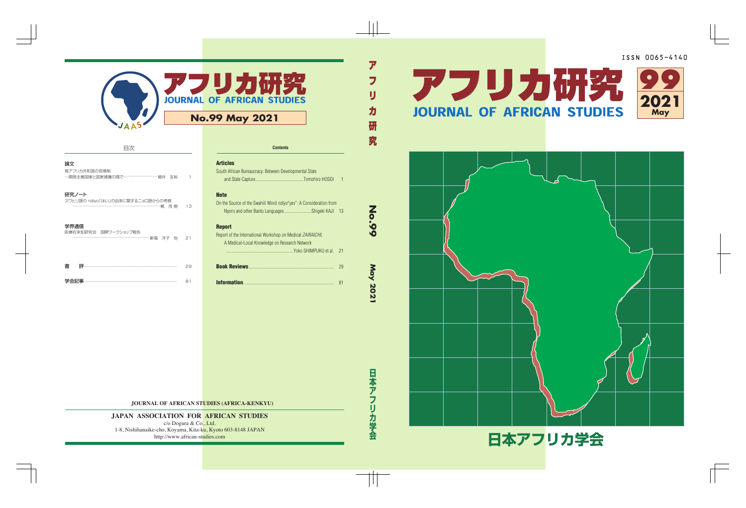ISSN 0065-4140

# アフリカ研究

## JOURNAL OF AFRICAN STUDIES

99

2021 May

日本アフリカ学会

---

アフリカ研究 No.99 May 2021 日本アフリカ学会

---

# アフリカ研究

## JOURNAL OF AFRICAN STUDIES

JAAS

**No.99 May 2021**

### 目次

**論文**

南アフリカ共和国の官僚制
—開発主義国家と国家捕獲の間で— ……………………細井　友裕　1

**研究ノート**

スワヒリ語の ndiyo「はい」の由来に関するニョロ語からの考察
……………………………………………………………………梶　茂樹　13

**学界通信**

医療在来知研究会　国際ワークショップ報告
………………………………………………………新福　洋子　他　21

**書　評** …………………………………………………………29

**学会記事** ………………………………………………………81

### Contents

**Articles**

South African Bureaucracy: Between Developmental State and State Capture……………………Tomohiro HOSOI　1

**Note**

On the Source of the Swahili Word *ndiyo*"yes": A Consideration from Nyoro and other Bantu Languages……………Shigeki KAJI　13

**Report**

Report of the International Workshop on Medical *ZAIRAICHI*, A Medical-Local Knowledge on Research Network
……………………………………………………Yoko SHIMPUKU et al.　21

**Book Reviews**……………………………………………………29

**Information**………………………………………………………81

---

JOURNAL OF AFRICAN STUDIES (AFRICA-KENKYU)

JAPAN ASSOCIATION FOR AFRICAN STUDIES
c/o Dogura & Co., Ltd.
1-8, Nishihanaike-cho, Koyama, Kita-ku, Kyoto 603-8148 JAPAN
http://www.african-studies.com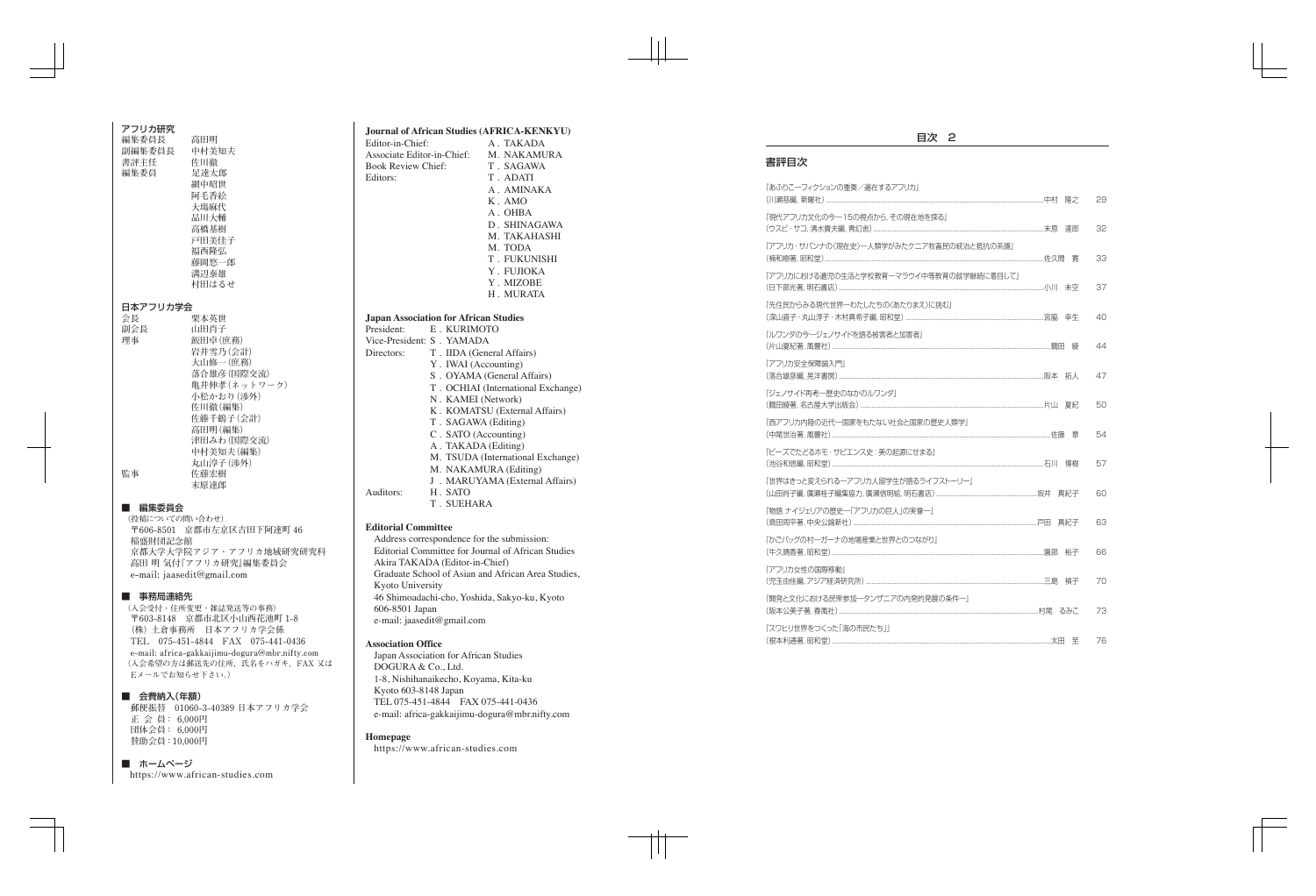## アフリカ研究

| | |
|---|---|
| 編集委員長 | 高田明 |
| 副編集委員長 | 中村美知夫 |
| 書評主任 | 佐川徹 |
| 編集委員 | 足達太郎 |
| | 網中昭世 |
| | 阿毛香絵 |
| | 大場麻代 |
| | 品川大輔 |
| | 高橋基樹 |
| | 戸田美佳子 |
| | 福西隆弘 |
| | 藤岡悠一郎 |
| | 溝辺泰雄 |
| | 村田はるせ |

## 日本アフリカ学会

| | |
|---|---|
| 会長 | 栗本英世 |
| 副会長 | 山田肖子 |
| 理事 | 飯田卓（庶務） |
| | 岩井雪乃（会計） |
| | 大山修一（庶務） |
| | 落合雄彦（国際交流） |
| | 亀井伸孝（ネットワーク） |
| | 小松かおり（渉外） |
| | 佐川徹（編集） |
| | 佐藤千鶴子（会計） |
| | 高田明（編集） |
| | 津田みわ（国際交流） |
| | 中村美知夫（編集） |
| | 丸山淳子（渉外） |
| 監事 | 佐藤宏樹 |
| | 末原達郎 |

### ■ 編集委員会

（投稿についての問い合わせ）
〒606-8501 京都市左京区吉田下阿達町 46
稲盛財団記念館
京都大学大学院アジア・アフリカ地域研究研究科
高田 明 気付『アフリカ研究』編集委員会
e-mail: jaasedit@gmail.com

### ■ 事務局連絡先

（入会受付・住所変更・雑誌発送等の事務）
〒603-8148 京都市北区小山西花池町 1-8
（株）土倉事務所 日本アフリカ学会係
TEL 075-451-4844 FAX 075-441-0436
e-mail: africa-gakkaijimu-dogura@mbr.nifty.com
（入会希望の方は郵送先の住所，氏名をハガキ，FAX 又はEメールでお知らせ下さい。）

### ■ 会費納入（年額）

郵便振替 01060-3-40389 日本アフリカ学会
正 会 員： 6,000円
団体会員： 6,000円
賛助会員：10,000円

### ■ ホームページ

https://www.african-studies.com

## Journal of African Studies (AFRICA-KENKYU)

| | |
|---|---|
| Editor-in-Chief: | A. TAKADA |
| Associate Editor-in-Chief: | M. NAKAMURA |
| Book Review Chief: | T. SAGAWA |
| Editors: | T. ADATI |
| | A. AMINAKA |
| | K. AMO |
| | A. OHBA |
| | D. SHINAGAWA |
| | M. TAKAHASHI |
| | M. TODA |
| | T. FUKUNISHI |
| | Y. FUJIOKA |
| | Y. MIZOBE |
| | H. MURATA |

## Japan Association for African Studies

| | |
|---|---|
| President: | E. KURIMOTO |
| Vice-President: | S. YAMADA |
| Directors: | T. IIDA (General Affairs) |
| | Y. IWAI (Accounting) |
| | S. OYAMA (General Affairs) |
| | T. OCHIAI (International Exchange) |
| | N. KAMEI (Network) |
| | K. KOMATSU (External Affairs) |
| | T. SAGAWA (Editing) |
| | C. SATO (Accounting) |
| | A. TAKADA (Editing) |
| | M. TSUDA (International Exchange) |
| | M. NAKAMURA (Editing) |
| | J. MARUYAMA (External Affairs) |
| Auditors: | H. SATO |
| | T. SUEHARA |

### Editorial Committee

Address correspondence for the submission:
Editorial Committee for Journal of African Studies
Akira TAKADA (Editor-in-Chief)
Graduate School of Asian and African Area Studies, Kyoto University
46 Shimoadachi-cho, Yoshida, Sakyo-ku, Kyoto
606-8501 Japan
e-mail: jaasedit@gmail.com

### Association Office

Japan Association for African Studies
DOGURA & Co., Ltd.
1-8, Nishihanaikecho, Koyama, Kita-ku
Kyoto 603-8148 Japan
TEL 075-451-4844 FAX 075-441-0436
e-mail: africa-gakkaijimu-dogura@mbr.nifty.com

### Homepage

https://www.african-studies.com

## 目次 2

### 書評目次

| | | |
|---|---|---|
| 『あふりこ―フィクションの重奏／遍在するアフリカ』（川瀬慈編, 新曜社） | 中村 隆之 | 29 |
| 『現代アフリカ文化の今―15の視点から，その現在地を探る』（ウスビ・サコ, 清水貴夫編, 青幻舎） | 末原 達郎 | 32 |
| 『アフリカ・サバンナの〈現在史〉―人類学がみたケニア牧畜民の統治と抵抗の系譜』（楠和樹著, 昭和堂） | 佐久間 寛 | 33 |
| 『アフリカにおける遺児の生活と学校教育―マラウイ中等教育の就学継続に着目して』（日下部光著, 明石書店） | 小川 未空 | 37 |
| 『先住民からみる現代世界―わたしたちの〈あたりまえ〉に挑む』（深山直子・丸山淳子・木村真希子編, 昭和堂） | 宮脇 幸生 | 40 |
| 『ルワンダの今―ジェノサイドを語る被害者と加害者』（片山夏紀著, 晃洋書房） | 鶴田 綾 | 44 |
| 『アフリカ安全保障論入門』（落合雄彦編, 晃洋書房） | 阪本 拓人 | 47 |
| 『ジェノサイド再考―歴史のなかのルワンダ』（鶴田綾著, 名古屋大学出版会） | 片山 夏紀 | 50 |
| 『西アフリカ内陸の近代―国家をもたない社会と国家の歴史人類学』（中尾世治著, 風響社） | 佐藤 章 | 54 |
| 『ビーズでたどるホモ・サピエンス史：美の起源に迫る』（池谷和信編, 昭和堂） | 石川 博樹 | 57 |
| 『世界はきっと変えられる―アフリカ人留学生が語るライフストーリー』（山田肖子編, 廣瀬桂子編集協力, 廣瀬信明絵, 明石書店） | 坂井 真紀子 | 60 |
| 『物語 ナイジェリアの歴史―「アフリカの巨人」の実像―』（島田周平著, 中央公論新社） | 戸田 真紀子 | 63 |
| 『かごバッグの村―ガーナの地場産業と世界とのつながり』（牛久晴香著, 昭和堂） | 溝部 裕子 | 66 |
| 『アフリカ女性の国際移動』（児玉由佳編, アジア経済研究所） | 三島 禎子 | 70 |
| 『開発と文化における民衆参加―タンザニアの内発的発展の条件―』（阪本公美子著, 春風社） | 村尾 るみこ | 73 |
| 『スワヒリ世界をつくった「海の市民たち」』（根本利通著, 昭和堂） | 太田 至 | 76 |